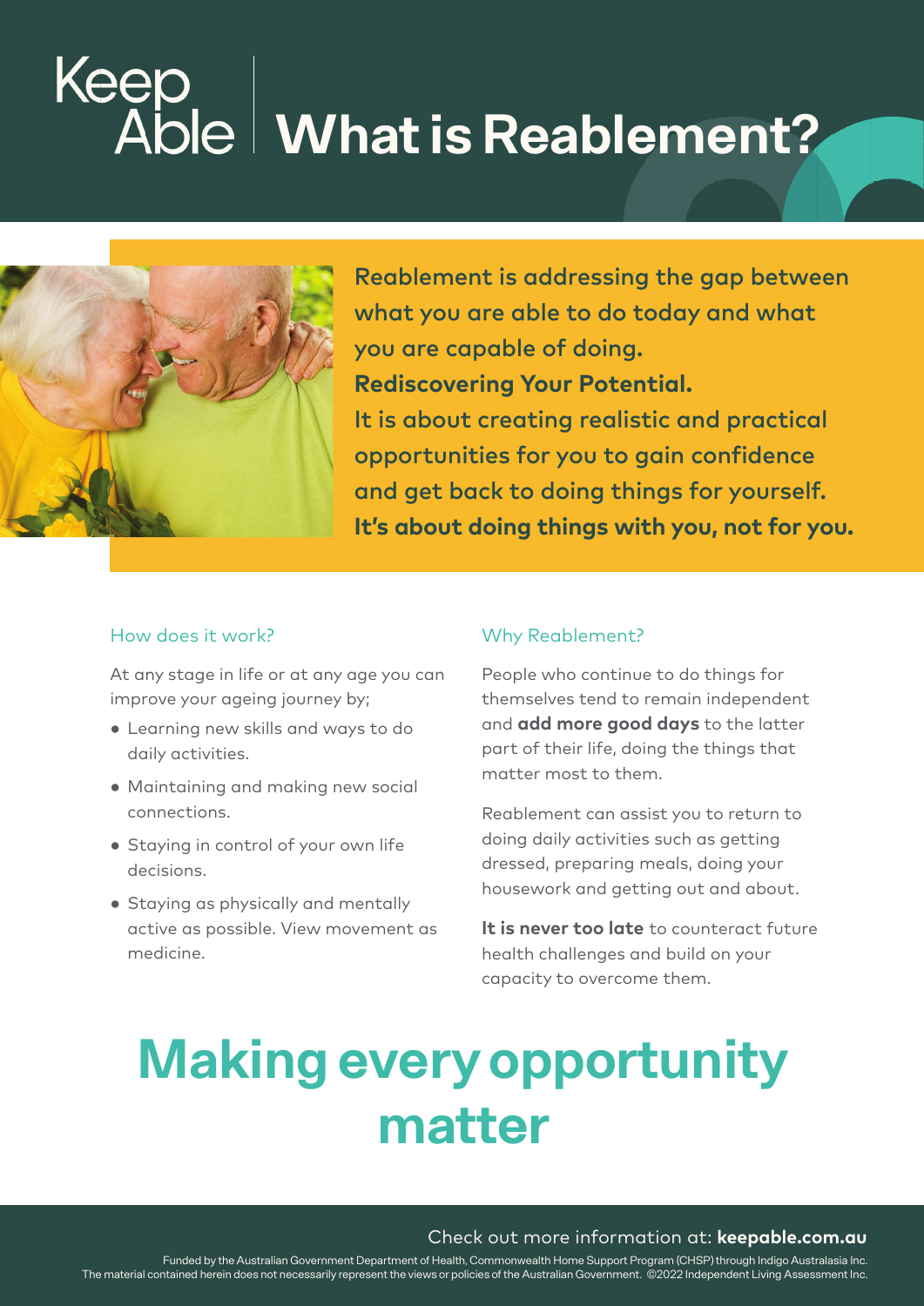Keep Able

# What is Reablement?

**Reablement is addressing the gap between what you are able to do today and what you are capable of doing.**

**Rediscovering Your Potential.**

**It is about creating realistic and practical opportunities for you to gain confidence and get back to doing things for yourself.**

**It's about doing things with you, not for you.**

## How does it work?

At any stage in life or at any age you can improve your ageing journey by;

- Learning new skills and ways to do daily activities.
- Maintaining and making new social connections.
- Staying in control of your own life decisions.
- Staying as physically and mentally active as possible. View movement as medicine.

## Why Reablement?

People who continue to do things for themselves tend to remain independent and **add more good days** to the latter part of their life, doing the things that matter most to them.

Reablement can assist you to return to doing daily activities such as getting dressed, preparing meals, doing your housework and getting out and about.

**It is never too late** to counteract future health challenges and build on your capacity to overcome them.

# Making every opportunity matter

Check out more information at: **keepable.com.au**

Funded by the Australian Government Department of Health, Commonwealth Home Support Program (CHSP) through Indigo Australasia Inc.
The material contained herein does not necessarily represent the views or policies of the Australian Government. ©2022 Independent Living Assessment Inc.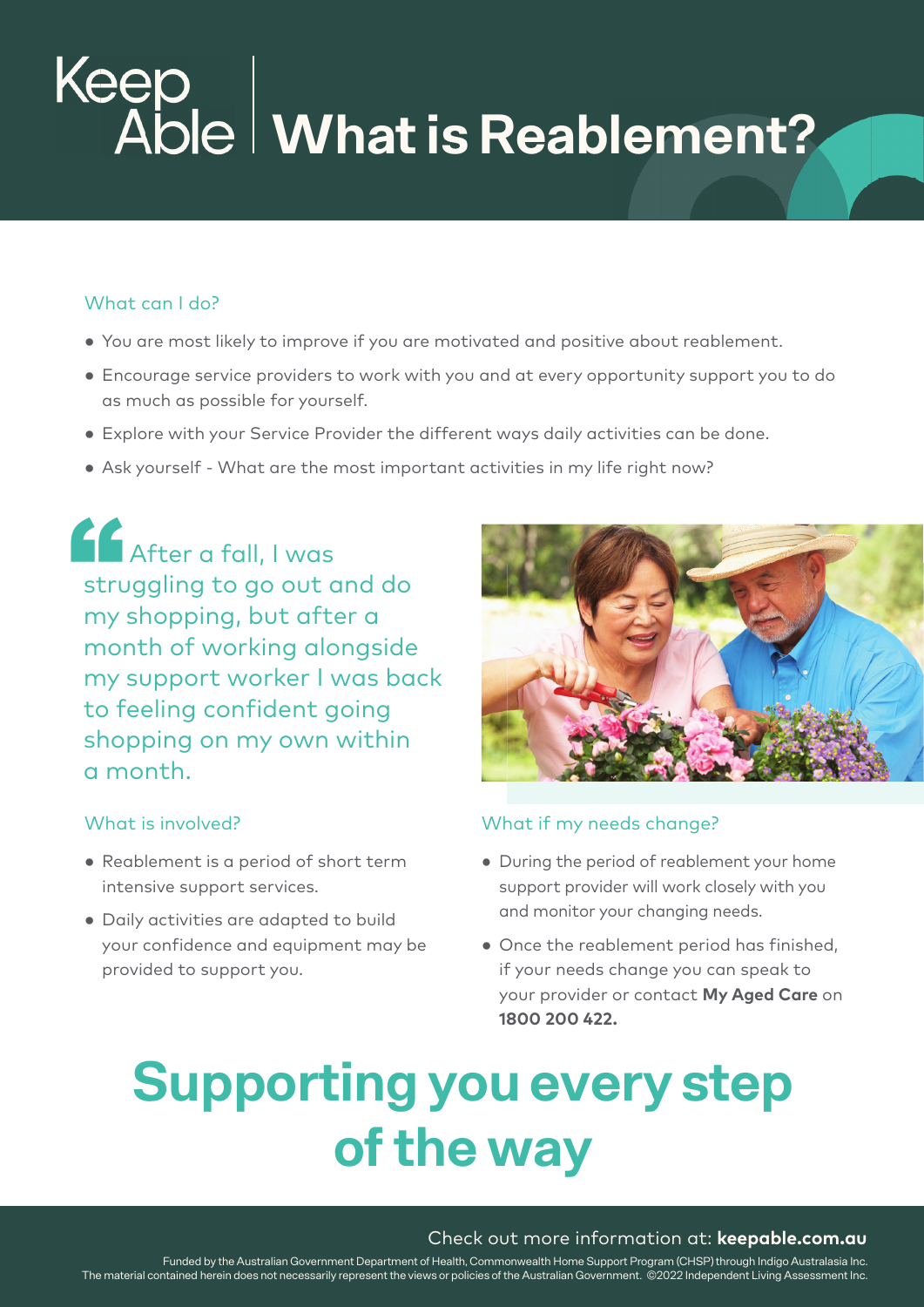# Keep Able | What is Reablement?

## What can I do?

- You are most likely to improve if you are motivated and positive about reablement.
- Encourage service providers to work with you and at every opportunity support you to do as much as possible for yourself.
- Explore with your Service Provider the different ways daily activities can be done.
- Ask yourself - What are the most important activities in my life right now?

> "After a fall, I was struggling to go out and do my shopping, but after a month of working alongside my support worker I was back to feeling confident going shopping on my own within a month.

## What is involved?

- Reablement is a period of short term intensive support services.
- Daily activities are adapted to build your confidence and equipment may be provided to support you.

## What if my needs change?

- During the period of reablement your home support provider will work closely with you and monitor your changing needs.
- Once the reablement period has finished, if your needs change you can speak to your provider or contact **My Aged Care** on **1800 200 422.**

# Supporting you every step of the way

Check out more information at: **keepable.com.au**

Funded by the Australian Government Department of Health, Commonwealth Home Support Program (CHSP) through Indigo Australasia Inc. The material contained herein does not necessarily represent the views or policies of the Australian Government. ©2022 Independent Living Assessment Inc.